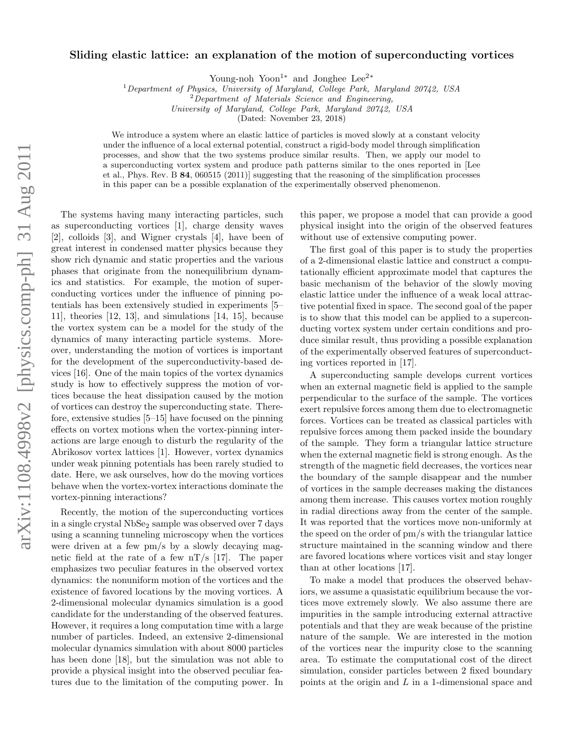# Sliding elastic lattice: an explanation of the motion of superconducting vortices

Young-noh Yoon[1*] and Jonghee Lee[2*]

[1] *Department of Physics, University of Maryland, College Park, Maryland 20742, USA*
[2] *Department of Materials Science and Engineering, University of Maryland, College Park, Maryland 20742, USA*

(Dated: November 23, 2018)

We introduce a system where an elastic lattice of particles is moved slowly at a constant velocity under the influence of a local external potential, construct a rigid-body model through simplification processes, and show that the two systems produce similar results. Then, we apply our model to a superconducting vortex system and produce path patterns similar to the ones reported in [Lee et al., Phys. Rev. B **84**, 060515 (2011)] suggesting that the reasoning of the simplification processes in this paper can be a possible explanation of the experimentally observed phenomenon.

The systems having many interacting particles, such as superconducting vortices [1], charge density waves [2], colloids [3], and Wigner crystals [4], have been of great interest in condensed matter physics because they show rich dynamic and static properties and the various phases that originate from the nonequilibrium dynamics and statistics. For example, the motion of superconducting vortices under the influence of pinning potentials has been extensively studied in experiments [5–11], theories [12, 13], and simulations [14, 15], because the vortex system can be a model for the study of the dynamics of many interacting particle systems. Moreover, understanding the motion of vortices is important for the development of the superconductivity-based devices [16]. One of the main topics of the vortex dynamics study is how to effectively suppress the motion of vortices because the heat dissipation caused by the motion of vortices can destroy the superconducting state. Therefore, extensive studies [5–15] have focused on the pinning effects on vortex motions when the vortex-pinning interactions are large enough to disturb the regularity of the Abrikosov vortex lattices [1]. However, vortex dynamics under weak pinning potentials has been rarely studied to date. Here, we ask ourselves, how do the moving vortices behave when the vortex-vortex interactions dominate the vortex-pinning interactions?

Recently, the motion of the superconducting vortices in a single crystal $NbSe_2$ sample was observed over 7 days using a scanning tunneling microscopy when the vortices were driven at a few pm/s by a slowly decaying magnetic field at the rate of a few nT/s [17]. The paper emphasizes two peculiar features in the observed vortex dynamics: the nonuniform motion of the vortices and the existence of favored locations by the moving vortices. A 2-dimensional molecular dynamics simulation is a good candidate for the understanding of the observed features. However, it requires a long computation time with a large number of particles. Indeed, an extensive 2-dimensional molecular dynamics simulation with about 8000 particles has been done [18], but the simulation was not able to provide a physical insight into the observed peculiar features due to the limitation of the computing power. In this paper, we propose a model that can provide a good physical insight into the origin of the observed features without use of extensive computing power.

The first goal of this paper is to study the properties of a 2-dimensional elastic lattice and construct a computationally efficient approximate model that captures the basic mechanism of the behavior of the slowly moving elastic lattice under the influence of a weak local attractive potential fixed in space. The second goal of the paper is to show that this model can be applied to a superconducting vortex system under certain conditions and produce similar result, thus providing a possible explanation of the experimentally observed features of superconducting vortices reported in [17].

A superconducting sample develops current vortices when an external magnetic field is applied to the sample perpendicular to the surface of the sample. The vortices exert repulsive forces among them due to electromagnetic forces. Vortices can be treated as classical particles with repulsive forces among them packed inside the boundary of the sample. They form a triangular lattice structure when the external magnetic field is strong enough. As the strength of the magnetic field decreases, the vortices near the boundary of the sample disappear and the number of vortices in the sample decreases making the distances among them increase. This causes vortex motion roughly in radial directions away from the center of the sample. It was reported that the vortices move non-uniformly at the speed on the order of pm/s with the triangular lattice structure maintained in the scanning window and there are favored locations where vortices visit and stay longer than at other locations [17].

To make a model that produces the observed behaviors, we assume a quasistatic equilibrium because the vortices move extremely slowly. We also assume there are impurities in the sample introducing external attractive potentials and that they are weak because of the pristine nature of the sample. We are interested in the motion of the vortices near the impurity close to the scanning area. To estimate the computational cost of the direct simulation, consider particles between 2 fixed boundary points at the origin and $L$ in a 1-dimensional space and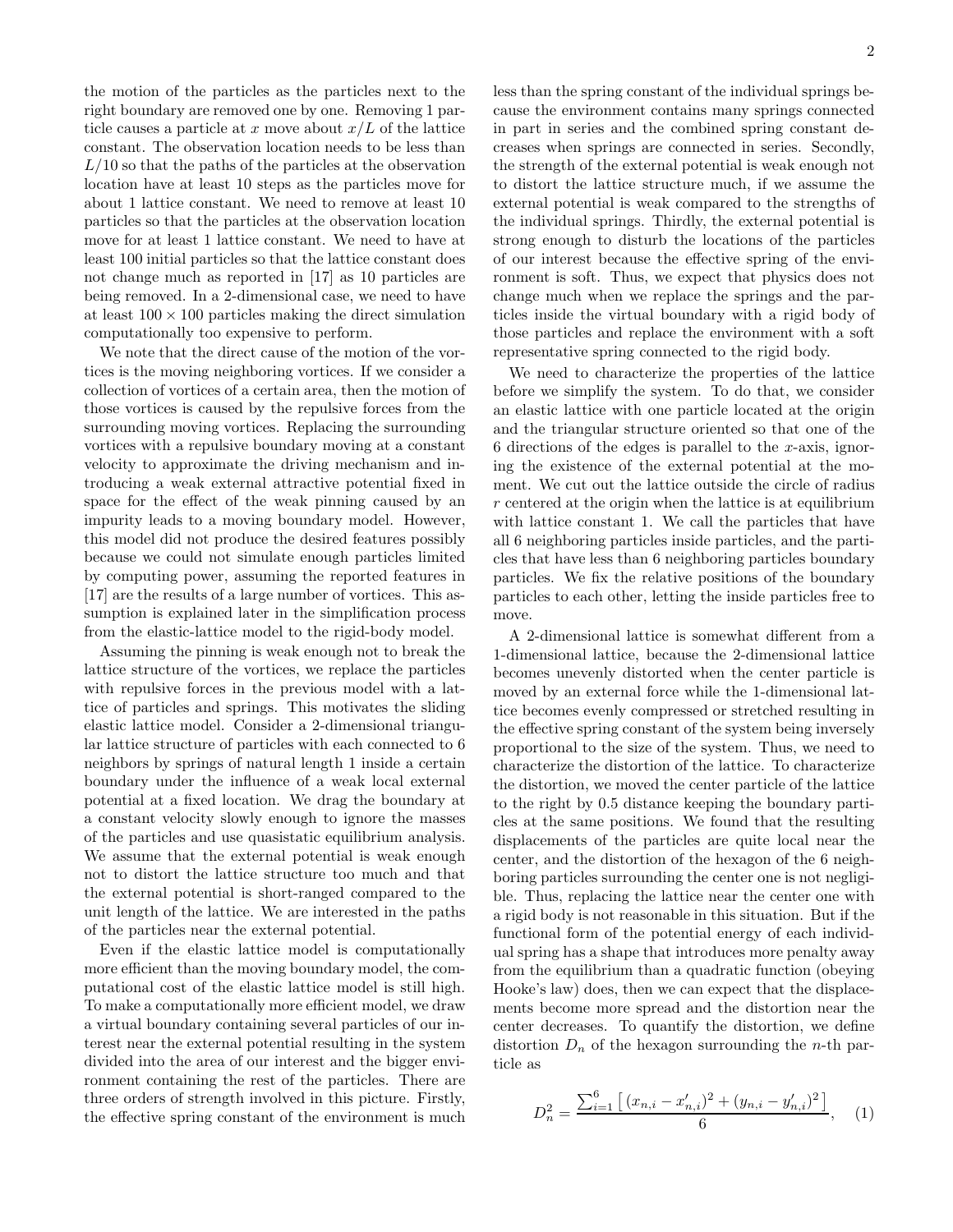the motion of the particles as the particles next to the right boundary are removed one by one. Removing 1 particle causes a particle at $x$ move about $x/L$ of the lattice constant. The observation location needs to be less than $L/10$ so that the paths of the particles at the observation location have at least 10 steps as the particles move for about 1 lattice constant. We need to remove at least 10 particles so that the particles at the observation location move for at least 1 lattice constant. We need to have at least 100 initial particles so that the lattice constant does not change much as reported in [17] as 10 particles are being removed. In a 2-dimensional case, we need to have at least $100 \times 100$ particles making the direct simulation computationally too expensive to perform.

We note that the direct cause of the motion of the vortices is the moving neighboring vortices. If we consider a collection of vortices of a certain area, then the motion of those vortices is caused by the repulsive forces from the surrounding moving vortices. Replacing the surrounding vortices with a repulsive boundary moving at a constant velocity to approximate the driving mechanism and introducing a weak external attractive potential fixed in space for the effect of the weak pinning caused by an impurity leads to a moving boundary model. However, this model did not produce the desired features possibly because we could not simulate enough particles limited by computing power, assuming the reported features in [17] are the results of a large number of vortices. This assumption is explained later in the simplification process from the elastic-lattice model to the rigid-body model.

Assuming the pinning is weak enough not to break the lattice structure of the vortices, we replace the particles with repulsive forces in the previous model with a lattice of particles and springs. This motivates the sliding elastic lattice model. Consider a 2-dimensional triangular lattice structure of particles with each connected to 6 neighbors by springs of natural length 1 inside a certain boundary under the influence of a weak local external potential at a fixed location. We drag the boundary at a constant velocity slowly enough to ignore the masses of the particles and use quasistatic equilibrium analysis. We assume that the external potential is weak enough not to distort the lattice structure too much and that the external potential is short-ranged compared to the unit length of the lattice. We are interested in the paths of the particles near the external potential.

Even if the elastic lattice model is computationally more efficient than the moving boundary model, the computational cost of the elastic lattice model is still high. To make a computationally more efficient model, we draw a virtual boundary containing several particles of our interest near the external potential resulting in the system divided into the area of our interest and the bigger environment containing the rest of the particles. There are three orders of strength involved in this picture. Firstly, the effective spring constant of the environment is much less than the spring constant of the individual springs because the environment contains many springs connected in part in series and the combined spring constant decreases when springs are connected in series. Secondly, the strength of the external potential is weak enough not to distort the lattice structure much, if we assume the external potential is weak compared to the strengths of the individual springs. Thirdly, the external potential is strong enough to disturb the locations of the particles of our interest because the effective spring of the environment is soft. Thus, we expect that physics does not change much when we replace the springs and the particles inside the virtual boundary with a rigid body of those particles and replace the environment with a soft representative spring connected to the rigid body.

We need to characterize the properties of the lattice before we simplify the system. To do that, we consider an elastic lattice with one particle located at the origin and the triangular structure oriented so that one of the 6 directions of the edges is parallel to the $x$-axis, ignoring the existence of the external potential at the moment. We cut out the lattice outside the circle of radius $r$ centered at the origin when the lattice is at equilibrium with lattice constant 1. We call the particles that have all 6 neighboring particles inside particles, and the particles that have less than 6 neighboring particles boundary particles. We fix the relative positions of the boundary particles to each other, letting the inside particles free to move.

A 2-dimensional lattice is somewhat different from a 1-dimensional lattice, because the 2-dimensional lattice becomes unevenly distorted when the center particle is moved by an external force while the 1-dimensional lattice becomes evenly compressed or stretched resulting in the effective spring constant of the system being inversely proportional to the size of the system. Thus, we need to characterize the distortion of the lattice. To characterize the distortion, we moved the center particle of the lattice to the right by 0.5 distance keeping the boundary particles at the same positions. We found that the resulting displacements of the particles are quite local near the center, and the distortion of the hexagon of the 6 neighboring particles surrounding the center one is not negligible. Thus, replacing the lattice near the center one with a rigid body is not reasonable in this situation. But if the functional form of the potential energy of each individual spring has a shape that introduces more penalty away from the equilibrium than a quadratic function (obeying Hooke's law) does, then we can expect that the displacements become more spread and the distortion near the center decreases. To quantify the distortion, we define distortion $D_n$ of the hexagon surrounding the $n$-th particle as

$$D_n^2 = \frac{\sum_{i=1}^{6} \left[ (x_{n,i} - x'_{n,i})^2 + (y_{n,i} - y'_{n,i})^2 \right]}{6}, \quad (1)$$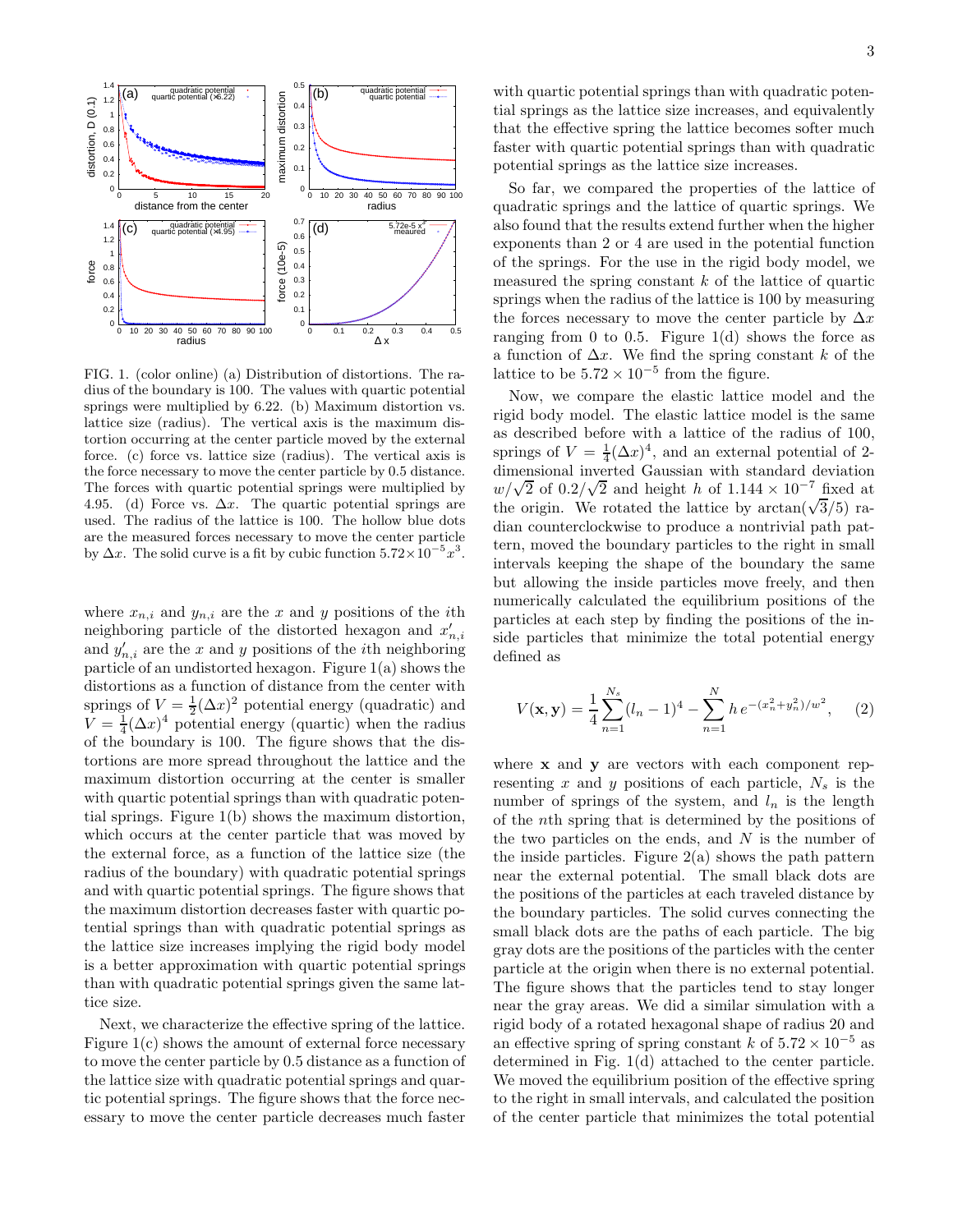FIG. 1. (color online) (a) Distribution of distortions. The radius of the boundary is 100. The values with quartic potential springs were multiplied by 6.22. (b) Maximum distortion vs. lattice size (radius). The vertical axis is the maximum distortion occurring at the center particle moved by the external force. (c) force vs. lattice size (radius). The vertical axis is the force necessary to move the center particle by 0.5 distance. The forces with quartic potential springs were multiplied by 4.95. (d) Force vs. $\Delta x$. The quartic potential springs are used. The radius of the lattice is 100. The hollow blue dots are the measured forces necessary to move the center particle by $\Delta x$. The solid curve is a fit by cubic function $5.72 \times 10^{-5} x^3$.

where $x_{n,i}$ and $y_{n,i}$ are the $x$ and $y$ positions of the $i$th neighboring particle of the distorted hexagon and $x'_{n,i}$ and $y'_{n,i}$ are the $x$ and $y$ positions of the $i$th neighboring particle of an undistorted hexagon. Figure 1(a) shows the distortions as a function of distance from the center with springs of $V = \frac{1}{2}(\Delta x)^2$ potential energy (quadratic) and $V = \frac{1}{4}(\Delta x)^4$ potential energy (quartic) when the radius of the boundary is 100. The figure shows that the distortions are more spread throughout the lattice and the maximum distortion occurring at the center is smaller with quartic potential springs than with quadratic potential springs. Figure 1(b) shows the maximum distortion, which occurs at the center particle that was moved by the external force, as a function of the lattice size (the radius of the boundary) with quadratic potential springs and with quartic potential springs. The figure shows that the maximum distortion decreases faster with quartic potential springs than with quadratic potential springs as the lattice size increases implying the rigid body model is a better approximation with quartic potential springs than with quadratic potential springs given the same lattice size.

Next, we characterize the effective spring of the lattice. Figure 1(c) shows the amount of external force necessary to move the center particle by 0.5 distance as a function of the lattice size with quadratic potential springs and quartic potential springs. The figure shows that the force necessary to move the center particle decreases much faster with quartic potential springs than with quadratic potential springs as the lattice size increases, and equivalently that the effective spring the lattice becomes softer much faster with quartic potential springs than with quadratic potential springs as the lattice size increases.

So far, we compared the properties of the lattice of quadratic springs and the lattice of quartic springs. We also found that the results extend further when the higher exponents than 2 or 4 are used in the potential function of the springs. For the use in the rigid body model, we measured the spring constant $k$ of the lattice of quartic springs when the radius of the lattice is 100 by measuring the forces necessary to move the center particle by $\Delta x$ ranging from 0 to 0.5. Figure 1(d) shows the force as a function of $\Delta x$. We find the spring constant $k$ of the lattice to be $5.72 \times 10^{-5}$ from the figure.

Now, we compare the elastic lattice model and the rigid body model. The elastic lattice model is the same as described before with a lattice of the radius of 100, springs of $V = \frac{1}{4}(\Delta x)^4$, and an external potential of 2-dimensional inverted Gaussian with standard deviation $w/\sqrt{2}$ of $0.2/\sqrt{2}$ and height $h$ of $1.144 \times 10^{-7}$ fixed at the origin. We rotated the lattice by $\arctan(\sqrt{3}/5)$ radian counterclockwise to produce a nontrivial path pattern, moved the boundary particles to the right in small intervals keeping the shape of the boundary the same but allowing the inside particles move freely, and then numerically calculated the equilibrium positions of the particles at each step by finding the positions of the inside particles that minimize the total potential energy defined as

$$V(\mathbf{x}, \mathbf{y}) = \frac{1}{4} \sum_{n=1}^{N_s} (l_n - 1)^4 - \sum_{n=1}^{N} h \, e^{-(x_n^2 + y_n^2)/w^2}, \qquad (2)$$

where $\mathbf{x}$ and $\mathbf{y}$ are vectors with each component representing $x$ and $y$ positions of each particle, $N_s$ is the number of springs of the system, and $l_n$ is the length of the $n$th spring that is determined by the positions of the two particles on the ends, and $N$ is the number of the inside particles. Figure 2(a) shows the path pattern near the external potential. The small black dots are the positions of the particles at each traveled distance by the boundary particles. The solid curves connecting the small black dots are the paths of each particle. The big gray dots are the positions of the particles with the center particle at the origin when there is no external potential. The figure shows that the particles tend to stay longer near the gray areas. We did a similar simulation with a rigid body of a rotated hexagonal shape of radius 20 and an effective spring of spring constant $k$ of $5.72 \times 10^{-5}$ as determined in Fig. 1(d) attached to the center particle. We moved the equilibrium position of the effective spring to the right in small intervals, and calculated the position of the center particle that minimizes the total potential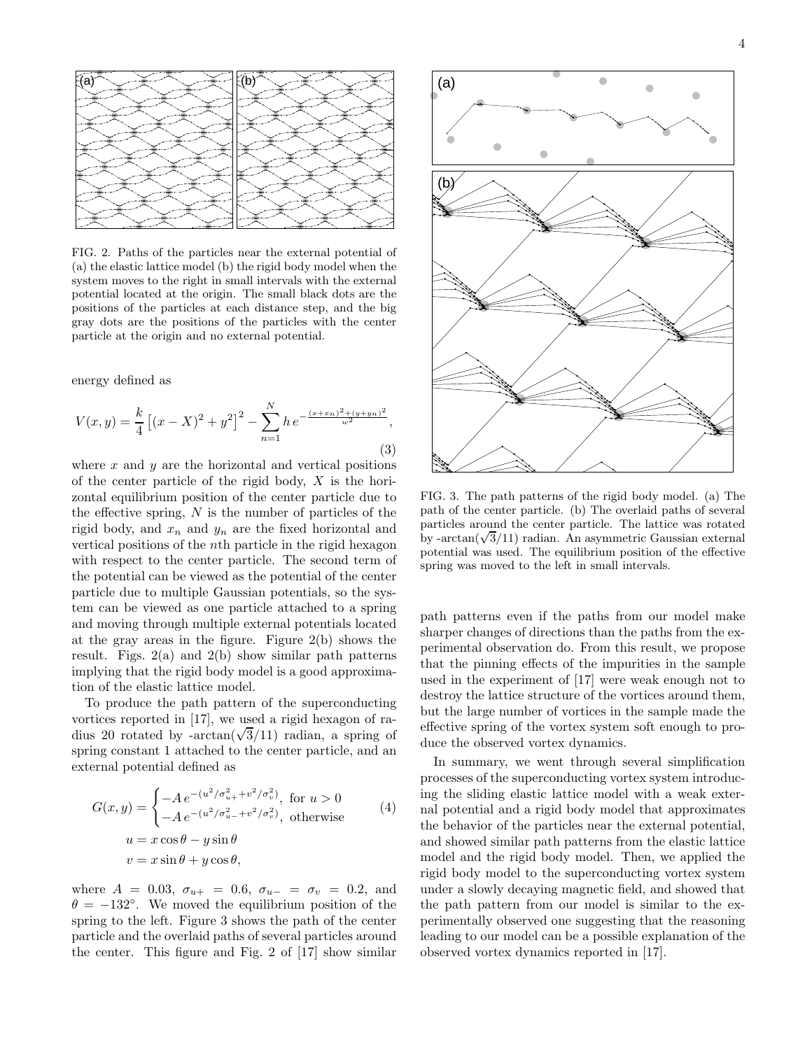FIG. 2. Paths of the particles near the external potential of (a) the elastic lattice model (b) the rigid body model when the system moves to the right in small intervals with the external potential located at the origin. The small black dots are the positions of the particles at each distance step, and the big gray dots are the positions of the particles with the center particle at the origin and no external potential.

energy defined as

$$V(x,y) = \frac{k}{4}\left[(x-X)^2 + y^2\right]^2 - \sum_{n=1}^{N} h\, e^{-\frac{(x+x_n)^2+(y+y_n)^2}{w^2}}, \tag{3}$$

where $x$ and $y$ are the horizontal and vertical positions of the center particle of the rigid body, $X$ is the horizontal equilibrium position of the center particle due to the effective spring, $N$ is the number of particles of the rigid body, and $x_n$ and $y_n$ are the fixed horizontal and vertical positions of the $n$th particle in the rigid hexagon with respect to the center particle. The second term of the potential can be viewed as the potential of the center particle due to multiple Gaussian potentials, so the system can be viewed as one particle attached to a spring and moving through multiple external potentials located at the gray areas in the figure. Figure 2(b) shows the result. Figs. 2(a) and 2(b) show similar path patterns implying that the rigid body model is a good approximation of the elastic lattice model.

To produce the path pattern of the superconducting vortices reported in [17], we used a rigid hexagon of radius 20 rotated by -arctan($\sqrt{3}/11$) radian, a spring of spring constant 1 attached to the center particle, and an external potential defined as

$$G(x,y) = \begin{cases} -A\, e^{-(u^2/\sigma_{u+}^2 + v^2/\sigma_v^2)}, & \text{for } u > 0 \\ -A\, e^{-(u^2/\sigma_{u-}^2 + v^2/\sigma_v^2)}, & \text{otherwise} \end{cases} \tag{4}$$

$$u = x\cos\theta - y\sin\theta$$
$$v = x\sin\theta + y\cos\theta,$$

where $A = 0.03$, $\sigma_{u+} = 0.6$, $\sigma_{u-} = \sigma_v = 0.2$, and $\theta = -132°$. We moved the equilibrium position of the spring to the left. Figure 3 shows the path of the center particle and the overlaid paths of several particles around the center. This figure and Fig. 2 of [17] show similar path patterns even if the paths from our model make sharper changes of directions than the paths from the experimental observation do. From this result, we propose that the pinning effects of the impurities in the sample used in the experiment of [17] were weak enough not to destroy the lattice structure of the vortices around them, but the large number of vortices in the sample made the effective spring of the vortex system soft enough to produce the observed vortex dynamics.

FIG. 3. The path patterns of the rigid body model. (a) The path of the center particle. (b) The overlaid paths of several particles around the center particle. The lattice was rotated by -arctan($\sqrt{3}/11$) radian. An asymmetric Gaussian external potential was used. The equilibrium position of the effective spring was moved to the left in small intervals.

In summary, we went through several simplification processes of the superconducting vortex system introducing the sliding elastic lattice model with a weak external potential and a rigid body model that approximates the behavior of the particles near the external potential, and showed similar path patterns from the elastic lattice model and the rigid body model. Then, we applied the rigid body model to the superconducting vortex system under a slowly decaying magnetic field, and showed that the path pattern from our model is similar to the experimentally observed one suggesting that the reasoning leading to our model can be a possible explanation of the observed vortex dynamics reported in [17].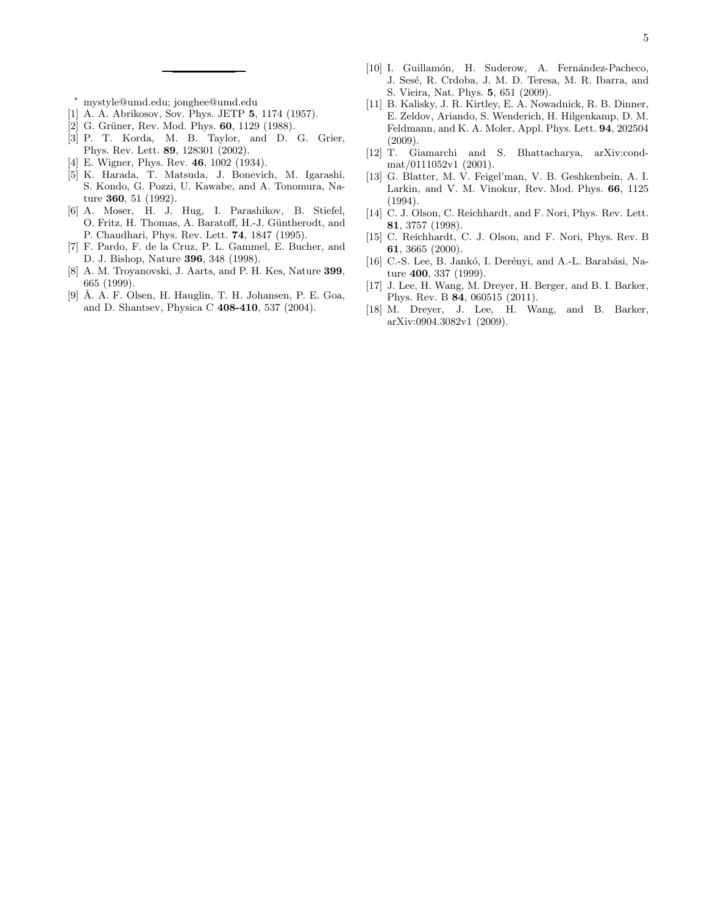* mystyle@umd.edu; jonghee@umd.edu

[1] A. A. Abrikosov, Sov. Phys. JETP **5**, 1174 (1957).

[2] G. Grüner, Rev. Mod. Phys. **60**, 1129 (1988).

[3] P. T. Korda, M. B. Taylor, and D. G. Grier, Phys. Rev. Lett. **89**, 128301 (2002).

[4] E. Wigner, Phys. Rev. **46**, 1002 (1934).

[5] K. Harada, T. Matsuda, J. Bonevich, M. Igarashi, S. Kondo, G. Pozzi, U. Kawabe, and A. Tonomura, Nature **360**, 51 (1992).

[6] A. Moser, H. J. Hug, I. Parashikov, B. Stiefel, O. Fritz, H. Thomas, A. Baratoff, H.-J. Güntherodt, and P. Chaudhari, Phys. Rev. Lett. **74**, 1847 (1995).

[7] F. Pardo, F. de la Cruz, P. L. Gammel, E. Bucher, and D. J. Bishop, Nature **396**, 348 (1998).

[8] A. M. Troyanovski, J. Aarts, and P. H. Kes, Nature **399**, 665 (1999).

[9] Å. A. F. Olsen, H. Hauglin, T. H. Johansen, P. E. Goa, and D. Shantsev, Physica C **408-410**, 537 (2004).

[10] I. Guillamón, H. Suderow, A. Fernández-Pacheco, J. Sesé, R. Crdoba, J. M. D. Teresa, M. R. Ibarra, and S. Vieira, Nat. Phys. **5**, 651 (2009).

[11] B. Kalisky, J. R. Kirtley, E. A. Nowadnick, R. B. Dinner, E. Zeldov, Ariando, S. Wenderich, H. Hilgenkamp, D. M. Feldmann, and K. A. Moler, Appl. Phys. Lett. **94**, 202504 (2009).

[12] T. Giamarchi and S. Bhattacharya, arXiv:cond-mat/0111052v1 (2001).

[13] G. Blatter, M. V. Feigel'man, V. B. Geshkenbein, A. I. Larkin, and V. M. Vinokur, Rev. Mod. Phys. **66**, 1125 (1994).

[14] C. J. Olson, C. Reichhardt, and F. Nori, Phys. Rev. Lett. **81**, 3757 (1998).

[15] C. Reichhardt, C. J. Olson, and F. Nori, Phys. Rev. B **61**, 3665 (2000).

[16] C.-S. Lee, B. Jankó, I. Derényi, and A.-L. Barabási, Nature **400**, 337 (1999).

[17] J. Lee, H. Wang, M. Dreyer, H. Berger, and B. I. Barker, Phys. Rev. B **84**, 060515 (2011).

[18] M. Dreyer, J. Lee, H. Wang, and B. Barker, arXiv:0904.3082v1 (2009).